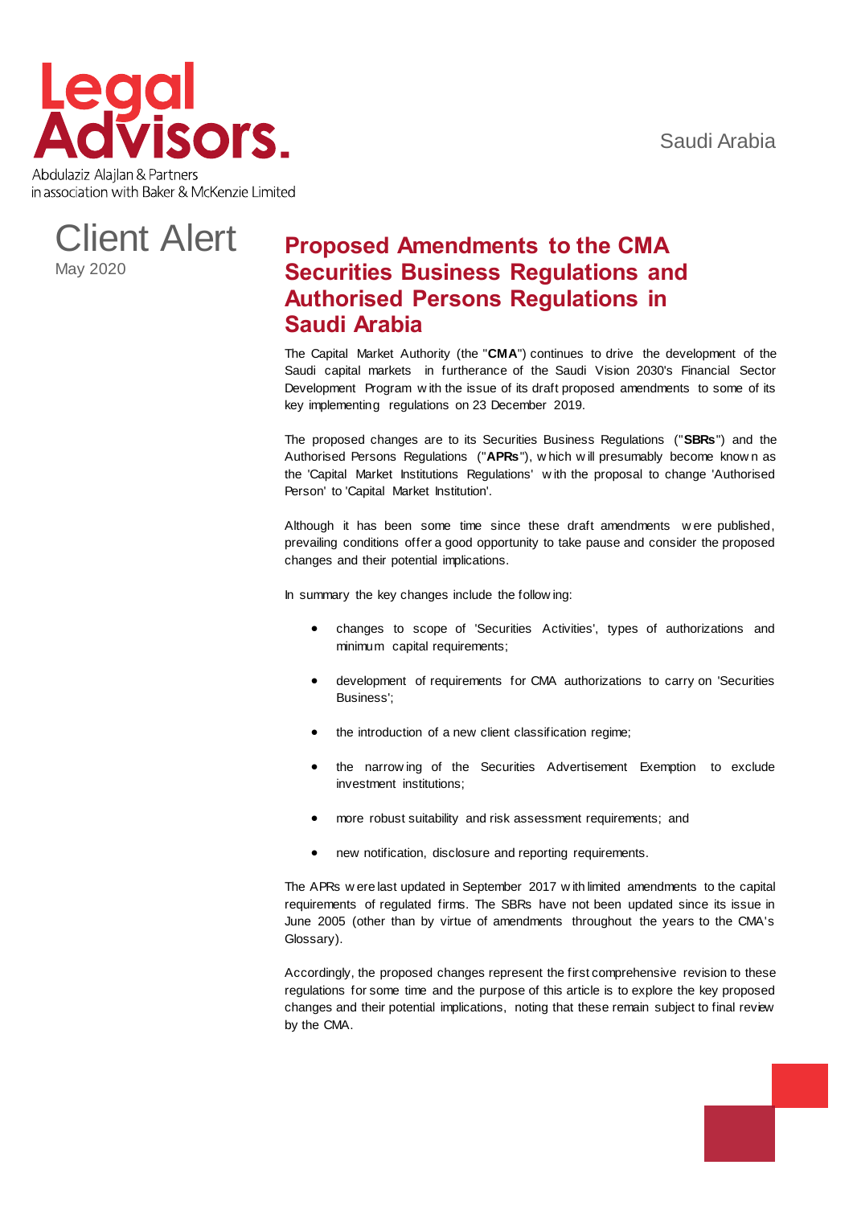Legal Advisors.

Abdulaziz Alajlan & Partners
in association with Baker & McKenzie Limited

Saudi Arabia

Client Alert

May 2020

# Proposed Amendments to the CMA Securities Business Regulations and Authorised Persons Regulations in Saudi Arabia

The Capital Market Authority (the "**CMA**") continues to drive the development of the Saudi capital markets in furtherance of the Saudi Vision 2030's Financial Sector Development Program with the issue of its draft proposed amendments to some of its key implementing regulations on 23 December 2019.

The proposed changes are to its Securities Business Regulations ("**SBRs**") and the Authorised Persons Regulations ("**APRs**"), which will presumably become known as the 'Capital Market Institutions Regulations' with the proposal to change 'Authorised Person' to 'Capital Market Institution'.

Although it has been some time since these draft amendments were published, prevailing conditions offer a good opportunity to take pause and consider the proposed changes and their potential implications.

In summary the key changes include the following:

- changes to scope of 'Securities Activities', types of authorizations and minimum capital requirements;
- development of requirements for CMA authorizations to carry on 'Securities Business';
- the introduction of a new client classification regime;
- the narrowing of the Securities Advertisement Exemption to exclude investment institutions;
- more robust suitability and risk assessment requirements; and
- new notification, disclosure and reporting requirements.

The APRs were last updated in September 2017 with limited amendments to the capital requirements of regulated firms. The SBRs have not been updated since its issue in June 2005 (other than by virtue of amendments throughout the years to the CMA's Glossary).

Accordingly, the proposed changes represent the first comprehensive revision to these regulations for some time and the purpose of this article is to explore the key proposed changes and their potential implications, noting that these remain subject to final review by the CMA.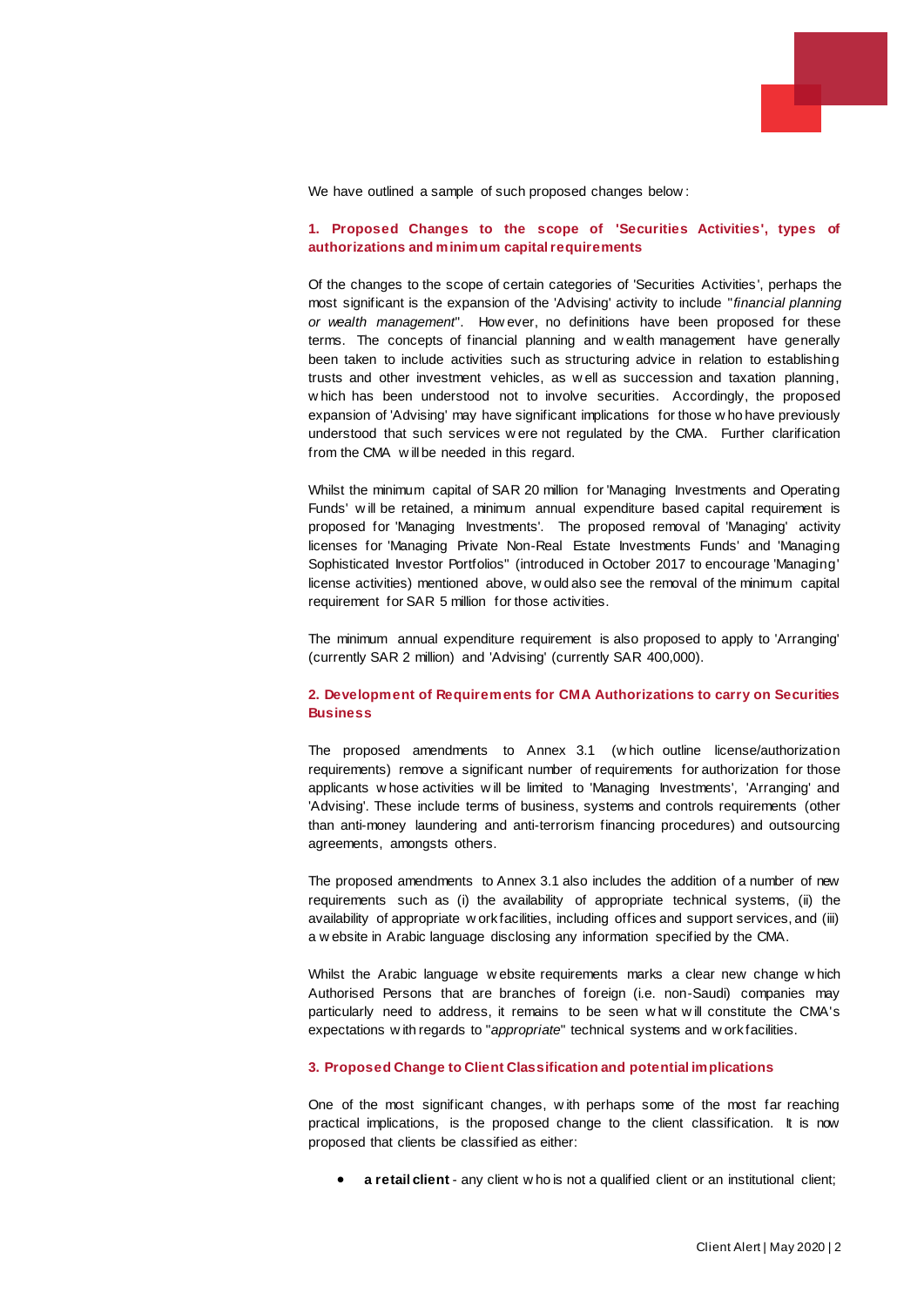We have outlined a sample of such proposed changes below:

### 1. Proposed Changes to the scope of 'Securities Activities', types of authorizations and minimum capital requirements

Of the changes to the scope of certain categories of 'Securities Activities', perhaps the most significant is the expansion of the 'Advising' activity to include "*financial planning or wealth management*". However, no definitions have been proposed for these terms. The concepts of financial planning and wealth management have generally been taken to include activities such as structuring advice in relation to establishing trusts and other investment vehicles, as well as succession and taxation planning, which has been understood not to involve securities. Accordingly, the proposed expansion of 'Advising' may have significant implications for those who have previously understood that such services were not regulated by the CMA. Further clarification from the CMA will be needed in this regard.

Whilst the minimum capital of SAR 20 million for 'Managing Investments and Operating Funds' will be retained, a minimum annual expenditure based capital requirement is proposed for 'Managing Investments'. The proposed removal of 'Managing' activity licenses for 'Managing Private Non-Real Estate Investments Funds' and 'Managing Sophisticated Investor Portfolios" (introduced in October 2017 to encourage 'Managing' license activities) mentioned above, would also see the removal of the minimum capital requirement for SAR 5 million for those activities.

The minimum annual expenditure requirement is also proposed to apply to 'Arranging' (currently SAR 2 million) and 'Advising' (currently SAR 400,000).

### 2. Development of Requirements for CMA Authorizations to carry on Securities Business

The proposed amendments to Annex 3.1 (which outline license/authorization requirements) remove a significant number of requirements for authorization for those applicants whose activities will be limited to 'Managing Investments', 'Arranging' and 'Advising'. These include terms of business, systems and controls requirements (other than anti-money laundering and anti-terrorism financing procedures) and outsourcing agreements, amongsts others.

The proposed amendments to Annex 3.1 also includes the addition of a number of new requirements such as (i) the availability of appropriate technical systems, (ii) the availability of appropriate work facilities, including offices and support services, and (iii) a website in Arabic language disclosing any information specified by the CMA.

Whilst the Arabic language website requirements marks a clear new change which Authorised Persons that are branches of foreign (i.e. non-Saudi) companies may particularly need to address, it remains to be seen what will constitute the CMA's expectations with regards to "*appropriate*" technical systems and work facilities.

### 3. Proposed Change to Client Classification and potential implications

One of the most significant changes, with perhaps some of the most far reaching practical implications, is the proposed change to the client classification. It is now proposed that clients be classified as either:

- **a retail client** - any client who is not a qualified client or an institutional client;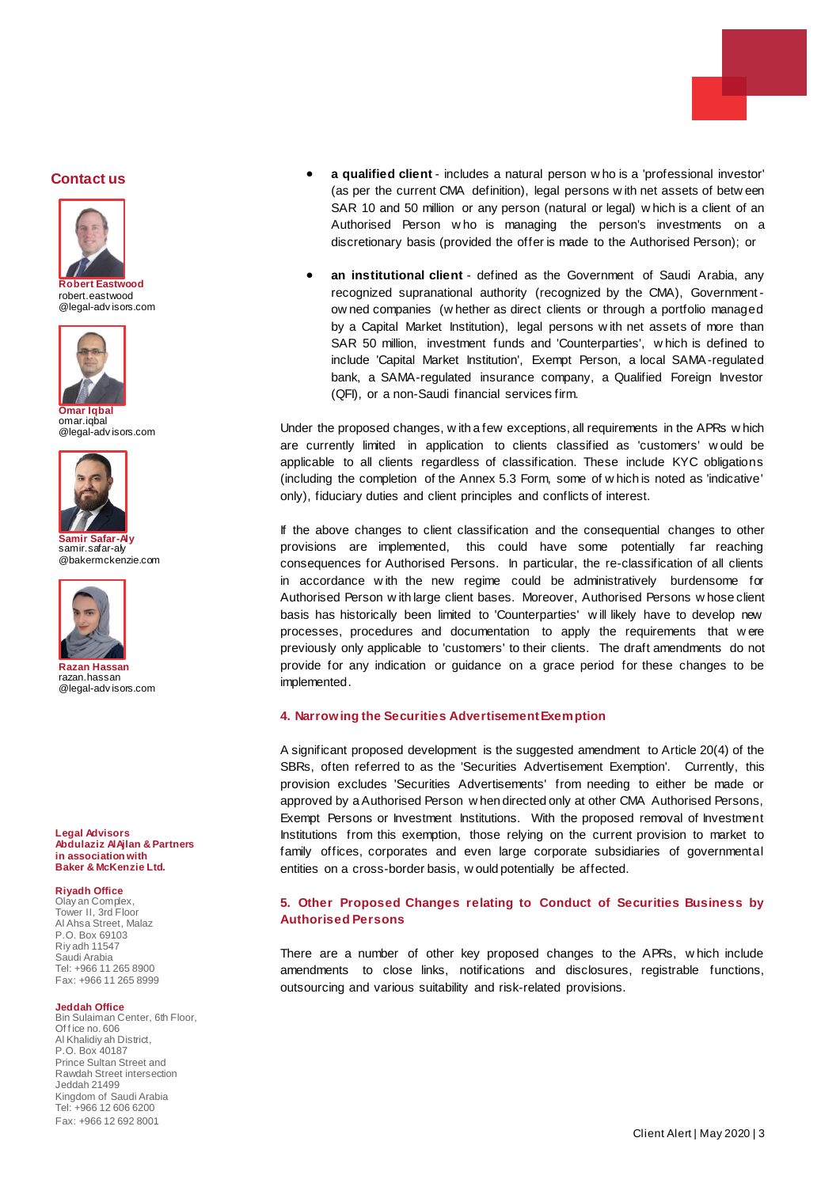- **a qualified client** - includes a natural person who is a 'professional investor' (as per the current CMA definition), legal persons with net assets of between SAR 10 and 50 million or any person (natural or legal) which is a client of an Authorised Person who is managing the person's investments on a discretionary basis (provided the offer is made to the Authorised Person); or

- **an institutional client** - defined as the Government of Saudi Arabia, any recognized supranational authority (recognized by the CMA), Government-owned companies (whether as direct clients or through a portfolio managed by a Capital Market Institution), legal persons with net assets of more than SAR 50 million, investment funds and 'Counterparties', which is defined to include 'Capital Market Institution', Exempt Person, a local SAMA-regulated bank, a SAMA-regulated insurance company, a Qualified Foreign Investor (QFI), or a non-Saudi financial services firm.

Under the proposed changes, with a few exceptions, all requirements in the APRs which are currently limited in application to clients classified as 'customers' would be applicable to all clients regardless of classification. These include KYC obligations (including the completion of the Annex 5.3 Form, some of which is noted as 'indicative' only), fiduciary duties and client principles and conflicts of interest.

If the above changes to client classification and the consequential changes to other provisions are implemented, this could have some potentially far reaching consequences for Authorised Persons. In particular, the re-classification of all clients in accordance with the new regime could be administratively burdensome for Authorised Person with large client bases. Moreover, Authorised Persons whose client basis has historically been limited to 'Counterparties' will likely have to develop new processes, procedures and documentation to apply the requirements that were previously only applicable to 'customers' to their clients. The draft amendments do not provide for any indication or guidance on a grace period for these changes to be implemented.

## 4. Narrowing the Securities Advertisement Exemption

A significant proposed development is the suggested amendment to Article 20(4) of the SBRs, often referred to as the 'Securities Advertisement Exemption'. Currently, this provision excludes 'Securities Advertisements' from needing to either be made or approved by a Authorised Person when directed only at other CMA Authorised Persons, Exempt Persons or Investment Institutions. With the proposed removal of Investment Institutions from this exemption, those relying on the current provision to market to family offices, corporates and even large corporate subsidiaries of governmental entities on a cross-border basis, would potentially be affected.

## 5. Other Proposed Changes relating to Conduct of Securities Business by Authorised Persons

There are a number of other key proposed changes to the APRs, which include amendments to close links, notifications and disclosures, registrable functions, outsourcing and various suitability and risk-related provisions.

## Contact us

**Robert Eastwood**
robert.eastwood@legal-advisors.com

**Omar Iqbal**
omar.iqbal@legal-advisors.com

**Samir Safar-Aly**
samir.safar-aly@bakermckenzie.com

**Razan Hassan**
razan.hassan@legal-advisors.com

**Legal Advisors**
**Abdulaziz AlAjlan & Partners**
**in association with**
**Baker & McKenzie Ltd.**

**Riyadh Office**
Olayan Complex,
Tower II, 3rd Floor
Al Ahsa Street, Malaz
P.O. Box 69103
Riyadh 11547
Saudi Arabia
Tel: +966 11 265 8900
Fax: +966 11 265 8999

**Jeddah Office**
Bin Sulaiman Center, 6th Floor,
Office no. 606
Al Khalidiyah District,
P.O. Box 40187
Prince Sultan Street and
Rawdah Street intersection
Jeddah 21499
Kingdom of Saudi Arabia
Tel: +966 12 606 6200
Fax: +966 12 692 8001